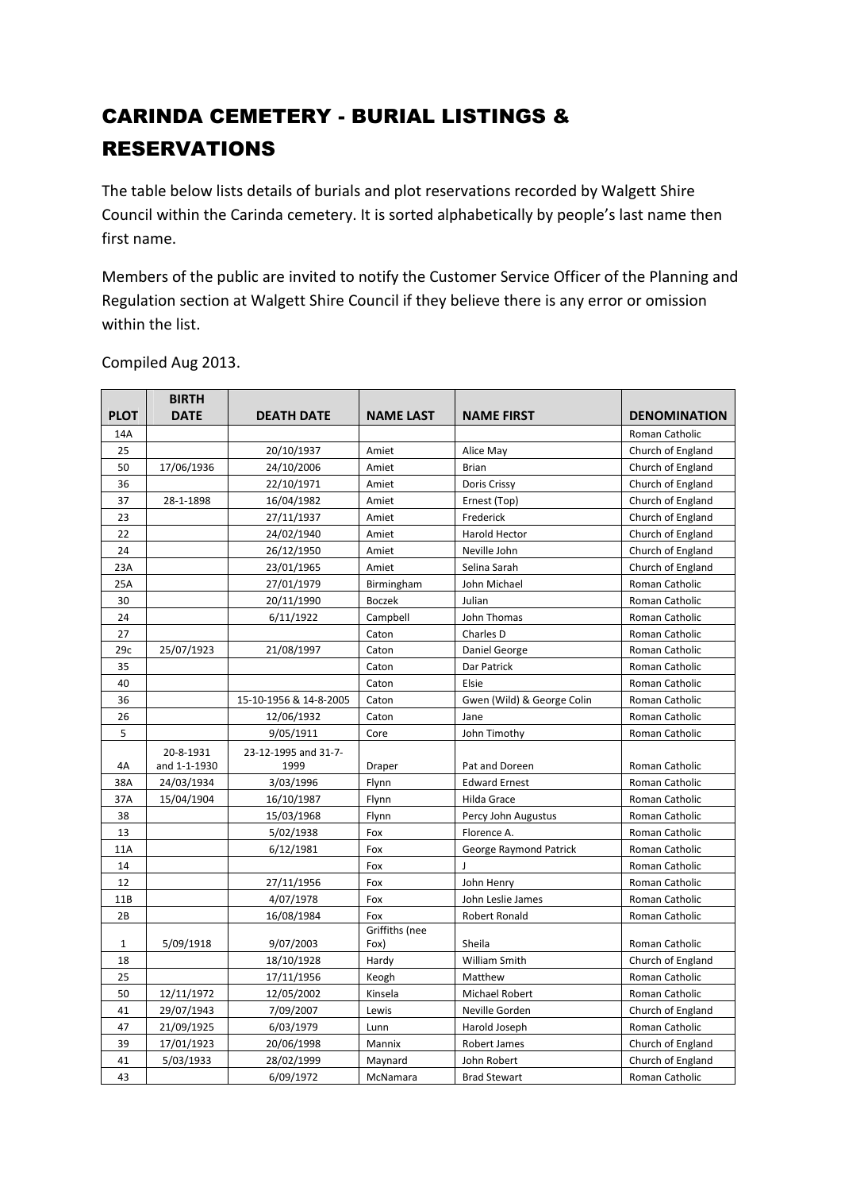# CARINDA CEMETERY - BURIAL LISTINGS & RESERVATIONS

The table below lists details of burials and plot reservations recorded by Walgett Shire Council within the Carinda cemetery. It is sorted alphabetically by people's last name then first name.

Members of the public are invited to notify the Customer Service Officer of the Planning and Regulation section at Walgett Shire Council if they believe there is any error or omission within the list.

Compiled Aug 2013.

| PLOT | BIRTH DATE | DEATH DATE | NAME LAST | NAME FIRST | DENOMINATION |
|---|---|---|---|---|---|
| 14A | | | | | Roman Catholic |
| 25 | | 20/10/1937 | Amiet | Alice May | Church of England |
| 50 | 17/06/1936 | 24/10/2006 | Amiet | Brian | Church of England |
| 36 | | 22/10/1971 | Amiet | Doris Crissy | Church of England |
| 37 | 28-1-1898 | 16/04/1982 | Amiet | Ernest (Top) | Church of England |
| 23 | | 27/11/1937 | Amiet | Frederick | Church of England |
| 22 | | 24/02/1940 | Amiet | Harold Hector | Church of England |
| 24 | | 26/12/1950 | Amiet | Neville John | Church of England |
| 23A | | 23/01/1965 | Amiet | Selina Sarah | Church of England |
| 25A | | 27/01/1979 | Birmingham | John Michael | Roman Catholic |
| 30 | | 20/11/1990 | Boczek | Julian | Roman Catholic |
| 24 | | 6/11/1922 | Campbell | John Thomas | Roman Catholic |
| 27 | | | Caton | Charles D | Roman Catholic |
| 29c | 25/07/1923 | 21/08/1997 | Caton | Daniel George | Roman Catholic |
| 35 | | | Caton | Dar Patrick | Roman Catholic |
| 40 | | | Caton | Elsie | Roman Catholic |
| 36 | | 15-10-1956 & 14-8-2005 | Caton | Gwen (Wild) & George Colin | Roman Catholic |
| 26 | | 12/06/1932 | Caton | Jane | Roman Catholic |
| 5 | | 9/05/1911 | Core | John Timothy | Roman Catholic |
| 4A | 20-8-1931 and 1-1-1930 | 23-12-1995 and 31-7-1999 | Draper | Pat and Doreen | Roman Catholic |
| 38A | 24/03/1934 | 3/03/1996 | Flynn | Edward Ernest | Roman Catholic |
| 37A | 15/04/1904 | 16/10/1987 | Flynn | Hilda Grace | Roman Catholic |
| 38 | | 15/03/1968 | Flynn | Percy John Augustus | Roman Catholic |
| 13 | | 5/02/1938 | Fox | Florence A. | Roman Catholic |
| 11A | | 6/12/1981 | Fox | George Raymond Patrick | Roman Catholic |
| 14 | | | Fox | J | Roman Catholic |
| 12 | | 27/11/1956 | Fox | John Henry | Roman Catholic |
| 11B | | 4/07/1978 | Fox | John Leslie James | Roman Catholic |
| 2B | | 16/08/1984 | Fox | Robert Ronald | Roman Catholic |
| 1 | 5/09/1918 | 9/07/2003 | Griffiths (nee Fox) | Sheila | Roman Catholic |
| 18 | | 18/10/1928 | Hardy | William Smith | Church of England |
| 25 | | 17/11/1956 | Keogh | Matthew | Roman Catholic |
| 50 | 12/11/1972 | 12/05/2002 | Kinsela | Michael Robert | Roman Catholic |
| 41 | 29/07/1943 | 7/09/2007 | Lewis | Neville Gorden | Church of England |
| 47 | 21/09/1925 | 6/03/1979 | Lunn | Harold Joseph | Roman Catholic |
| 39 | 17/01/1923 | 20/06/1998 | Mannix | Robert James | Church of England |
| 41 | 5/03/1933 | 28/02/1999 | Maynard | John Robert | Church of England |
| 43 | | 6/09/1972 | McNamara | Brad Stewart | Roman Catholic |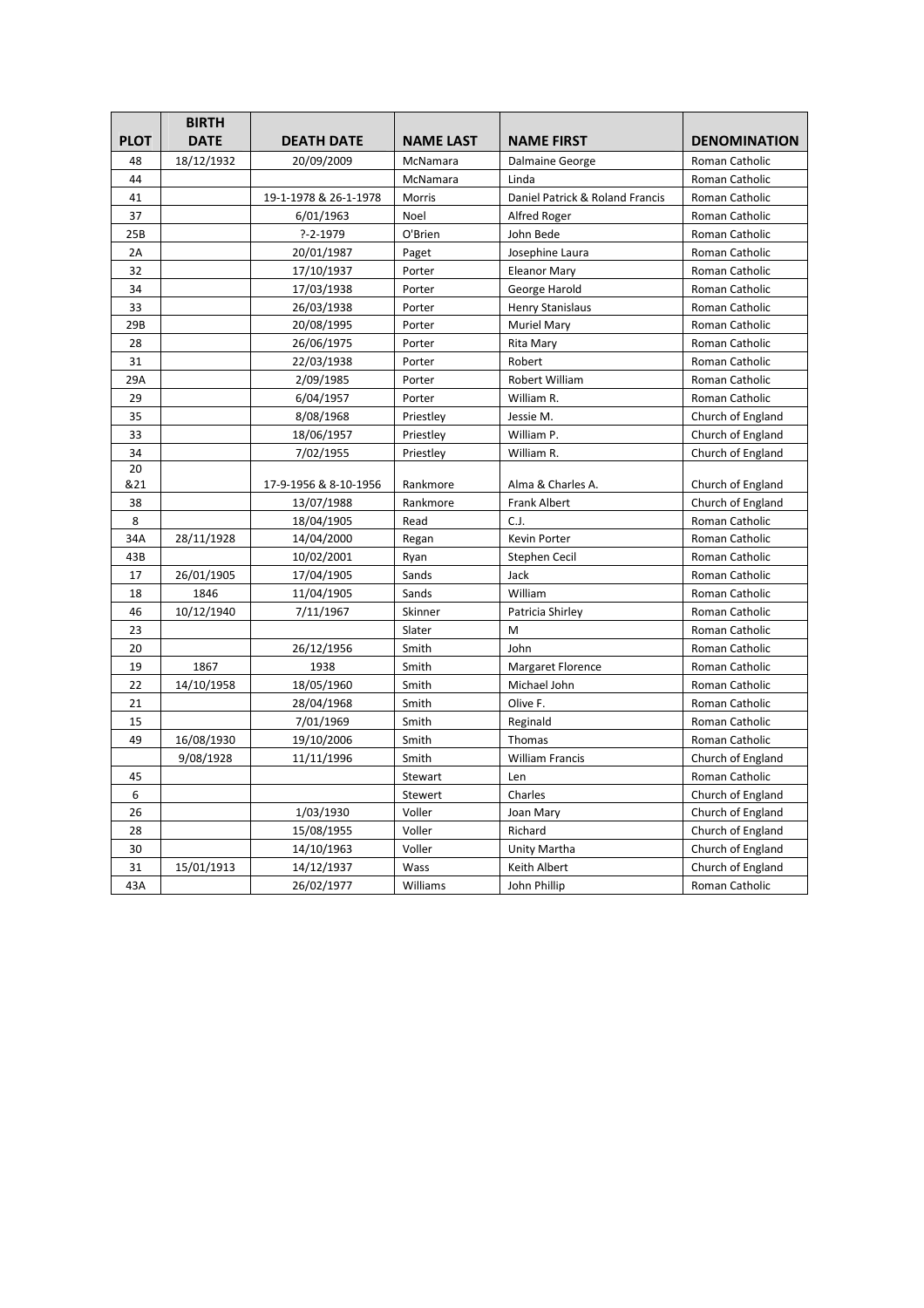| PLOT | BIRTH DATE | DEATH DATE | NAME LAST | NAME FIRST | DENOMINATION |
|---|---|---|---|---|---|
| 48 | 18/12/1932 | 20/09/2009 | McNamara | Dalmaine George | Roman Catholic |
| 44 | | | McNamara | Linda | Roman Catholic |
| 41 | | 19-1-1978 & 26-1-1978 | Morris | Daniel Patrick & Roland Francis | Roman Catholic |
| 37 | | 6/01/1963 | Noel | Alfred Roger | Roman Catholic |
| 25B | | ?-2-1979 | O'Brien | John Bede | Roman Catholic |
| 2A | | 20/01/1987 | Paget | Josephine Laura | Roman Catholic |
| 32 | | 17/10/1937 | Porter | Eleanor Mary | Roman Catholic |
| 34 | | 17/03/1938 | Porter | George Harold | Roman Catholic |
| 33 | | 26/03/1938 | Porter | Henry Stanislaus | Roman Catholic |
| 29B | | 20/08/1995 | Porter | Muriel Mary | Roman Catholic |
| 28 | | 26/06/1975 | Porter | Rita Mary | Roman Catholic |
| 31 | | 22/03/1938 | Porter | Robert | Roman Catholic |
| 29A | | 2/09/1985 | Porter | Robert William | Roman Catholic |
| 29 | | 6/04/1957 | Porter | William R. | Roman Catholic |
| 35 | | 8/08/1968 | Priestley | Jessie M. | Church of England |
| 33 | | 18/06/1957 | Priestley | William P. | Church of England |
| 34 | | 7/02/1955 | Priestley | William R. | Church of England |
| 20 &21 | | 17-9-1956 & 8-10-1956 | Rankmore | Alma & Charles A. | Church of England |
| 38 | | 13/07/1988 | Rankmore | Frank Albert | Church of England |
| 8 | | 18/04/1905 | Read | C.J. | Roman Catholic |
| 34A | 28/11/1928 | 14/04/2000 | Regan | Kevin Porter | Roman Catholic |
| 43B | | 10/02/2001 | Ryan | Stephen Cecil | Roman Catholic |
| 17 | 26/01/1905 | 17/04/1905 | Sands | Jack | Roman Catholic |
| 18 | 1846 | 11/04/1905 | Sands | William | Roman Catholic |
| 46 | 10/12/1940 | 7/11/1967 | Skinner | Patricia Shirley | Roman Catholic |
| 23 | | | Slater | M | Roman Catholic |
| 20 | | 26/12/1956 | Smith | John | Roman Catholic |
| 19 | 1867 | 1938 | Smith | Margaret Florence | Roman Catholic |
| 22 | 14/10/1958 | 18/05/1960 | Smith | Michael John | Roman Catholic |
| 21 | | 28/04/1968 | Smith | Olive F. | Roman Catholic |
| 15 | | 7/01/1969 | Smith | Reginald | Roman Catholic |
| 49 | 16/08/1930 | 19/10/2006 | Smith | Thomas | Roman Catholic |
| | 9/08/1928 | 11/11/1996 | Smith | William Francis | Church of England |
| 45 | | | Stewart | Len | Roman Catholic |
| 6 | | | Stewert | Charles | Church of England |
| 26 | | 1/03/1930 | Voller | Joan Mary | Church of England |
| 28 | | 15/08/1955 | Voller | Richard | Church of England |
| 30 | | 14/10/1963 | Voller | Unity Martha | Church of England |
| 31 | 15/01/1913 | 14/12/1937 | Wass | Keith Albert | Church of England |
| 43A | | 26/02/1977 | Williams | John Phillip | Roman Catholic |